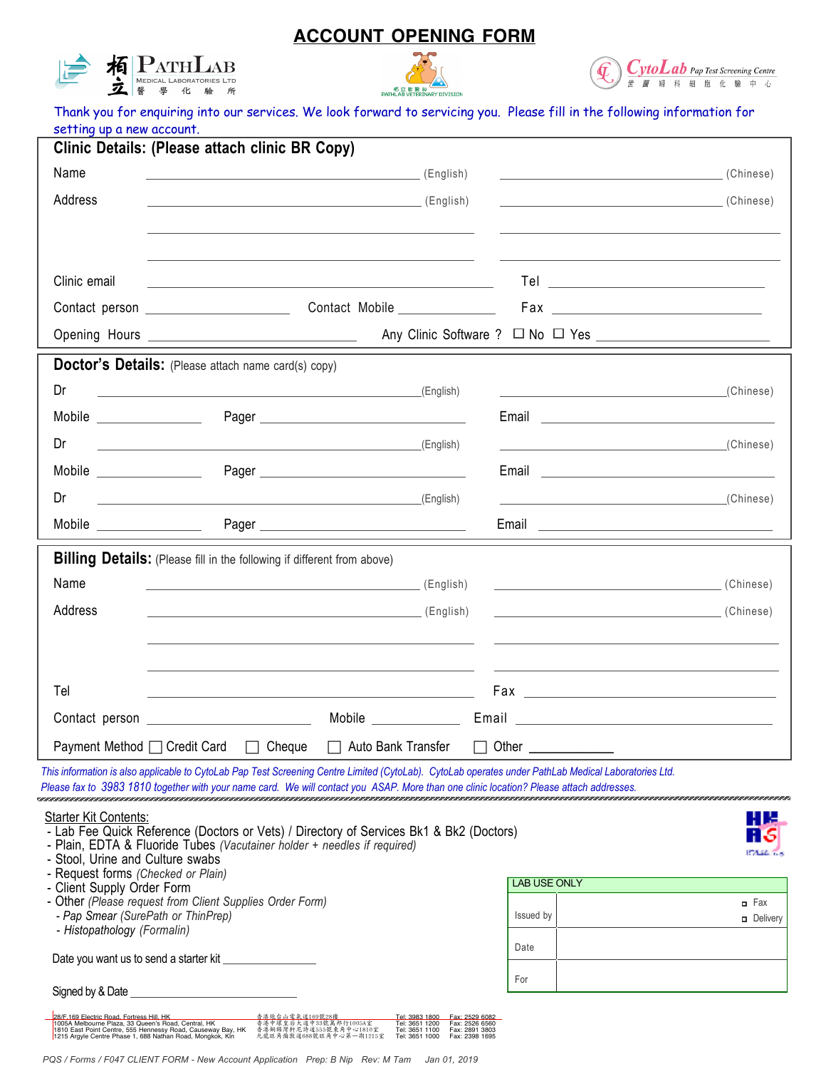# ACCOUNT OPENING FORM

栢立 PATHLAB MEDICAL LABORATORIES LTD 醫學化驗所

栢立獸醫部 PATHLAB VETERINARY DIVISION

CytoLab Pap Test Screening Centre 世圖婦科細胞化驗中心

Thank you for enquiring into our services. We look forward to servicing you. Please fill in the following information for setting up a new account.

## Clinic Details: (Please attach clinic BR Copy)

Name ______________________ (English) ______________________ (Chinese)

Address ______________________ (English) ______________________ (Chinese)

______________________ ______________________

______________________ ______________________

Clinic email ______________________ Tel ______________________

Contact person ______________ Contact Mobile ______________ Fax ______________

Opening Hours ______________________ Any Clinic Software ? ☐ No ☐ Yes ______________________

## Doctor's Details: (Please attach name card(s) copy)

Dr ______________________ (English) ______________________ (Chinese)

Mobile ______________ Pager ______________ Email ______________________

Dr ______________________ (English) ______________________ (Chinese)

Mobile ______________ Pager ______________ Email ______________________

Dr ______________________ (English) ______________________ (Chinese)

Mobile ______________ Pager ______________ Email ______________________

## Billing Details: (Please fill in the following if different from above)

Name ______________________ (English) ______________________ (Chinese)

Address ______________________ (English) ______________________ (Chinese)

______________________ ______________________

______________________ ______________________

Tel ______________________ Fax ______________________

Contact person ______________ Mobile ______________ Email ______________________

Payment Method ☐ Credit Card ☐ Cheque ☐ Auto Bank Transfer ☐ Other ____________

*This information is also applicable to CytoLab Pap Test Screening Centre Limited (CytoLab). CytoLab operates under PathLab Medical Laboratories Ltd.*
*Please fax to 3983 1810 together with your name card. We will contact you ASAP. More than one clinic location? Please attach addresses.*

Starter Kit Contents:
- Lab Fee Quick Reference (Doctors or Vets) / Directory of Services Bk1 & Bk2 (Doctors)
- Plain, EDTA & Fluoride Tubes *(Vacutainer holder + needles if required)*
- Stool, Urine and Culture swabs
- Request forms *(Checked or Plain)*
- Client Supply Order Form
- Other *(Please request from Client Supplies Order Form)*
  - *Pap Smear (SurePath or ThinPrep)*
  - *Histopathology (Formalin)*

Date you want us to send a starter kit ______________

Signed by & Date ______________________

| LAB USE ONLY | |
|---|---|
| Issued by | ◘ Fax ◘ Delivery |
| Date | |
| For | |

| | | | |
|---|---|---|---|
| 28/F, 169 Electric Road, Fortress Hill, HK | 香港炮台山電氣道169號28樓 | Tel: 3983 1800 | Fax: 2529 6082 |
| 1005A Melbourne Plaza, 33 Queen's Road, Central, HK | 香港中環皇后大道中33號萬邦行1005A室 | Tel: 3651 1200 | Fax: 2526 6560 |
| 1810 East Point Centre, 555 Hennessy Road, Causeway Bay, HK | 香港銅鑼灣軒尼詩道555號東角中心1810室 | Tel: 3651 1100 | Fax: 2891 3803 |
| 1215 Argyle Centre Phase 1, 688 Nathan Road, Mongkok, Kln | 九龍旺角彌敦道688號旺角中心第一期1215室 | Tel: 3651 1000 | Fax: 2398 1695 |

*PQS / Forms / F047 CLIENT FORM - New Account Application Prep: B Nip Rev: M Tam Jan 01, 2019*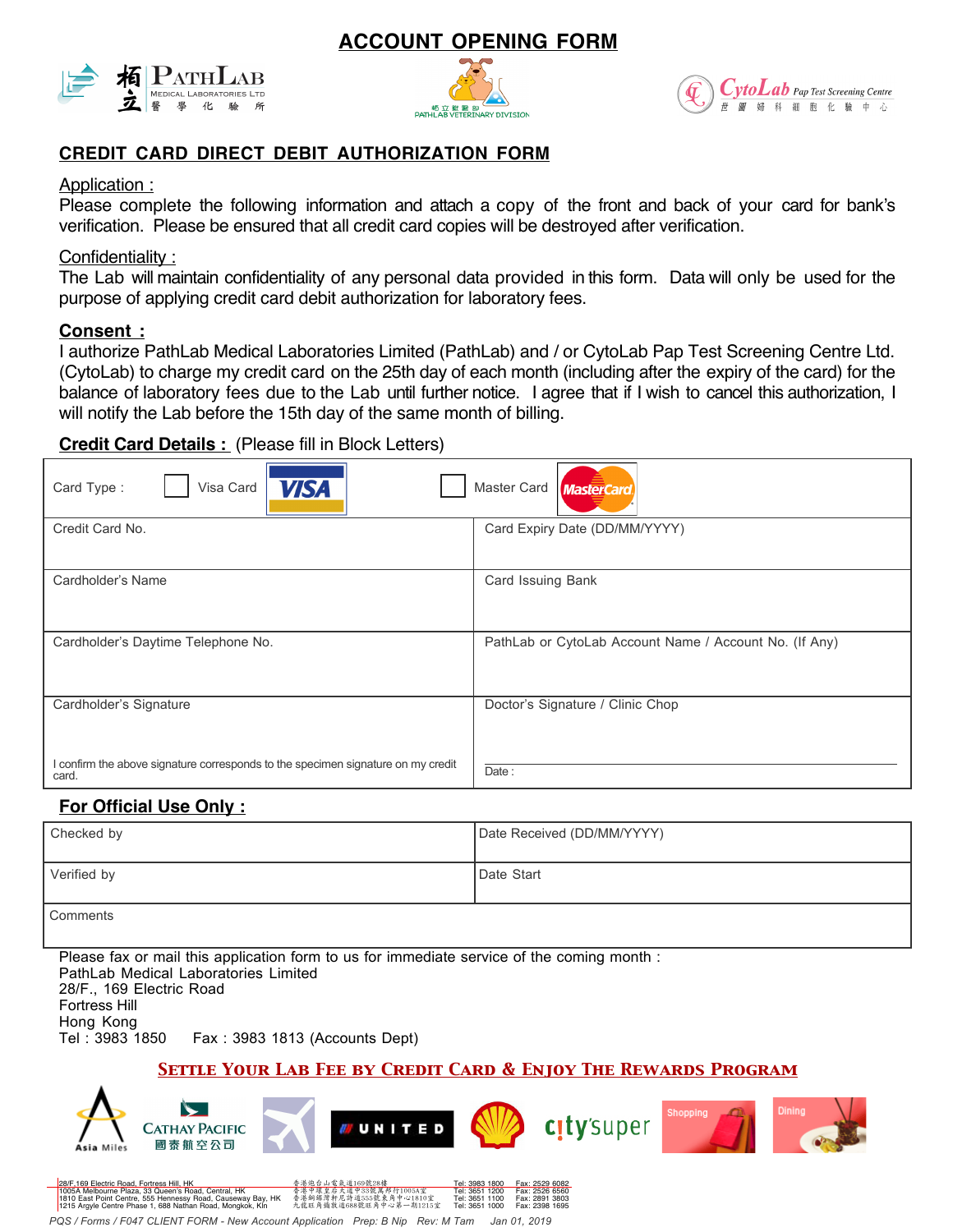# ACCOUNT OPENING FORM

栢立 PATHLAB MEDICAL LABORATORIES LTD 醫學化驗所

栢立獸醫部 PATHLAB VETERINARY DIVISION

CytoLab Pap Test Screening Centre 世圖婦科細胞化驗中心

## CREDIT CARD DIRECT DEBIT AUTHORIZATION FORM

Application :
Please complete the following information and attach a copy of the front and back of your card for bank's verification. Please be ensured that all credit card copies will be destroyed after verification.

Confidentiality :
The Lab will maintain confidentiality of any personal data provided in this form. Data will only be used for the purpose of applying credit card debit authorization for laboratory fees.

**Consent :**
I authorize PathLab Medical Laboratories Limited (PathLab) and / or CytoLab Pap Test Screening Centre Ltd. (CytoLab) to charge my credit card on the 25th day of each month (including after the expiry of the card) for the balance of laboratory fees due to the Lab until further notice. I agree that if I wish to cancel this authorization, I will notify the Lab before the 15th day of the same month of billing.

**Credit Card Details :** (Please fill in Block Letters)

| | |
|---|---|
| Card Type : ☐ Visa Card VISA | ☐ Master Card MasterCard |
| Credit Card No. | Card Expiry Date (DD/MM/YYYY) |
| Cardholder's Name | Card Issuing Bank |
| Cardholder's Daytime Telephone No. | PathLab or CytoLab Account Name / Account No. (If Any) |
| Cardholder's Signature<br>I confirm the above signature corresponds to the specimen signature on my credit card. | Doctor's Signature / Clinic Chop<br>Date : |

**For Official Use Only :**

| | |
|---|---|
| Checked by | Date Received (DD/MM/YYYY) |
| Verified by | Date Start |
| Comments | |

Please fax or mail this application form to us for immediate service of the coming month :
PathLab Medical Laboratories Limited
28/F., 169 Electric Road
Fortress Hill
Hong Kong
Tel : 3983 1850  Fax : 3983 1813 (Accounts Dept)

**SETTLE YOUR LAB FEE BY CREDIT CARD & ENJOY THE REWARDS PROGRAM**

Asia Miles  CATHAY PACIFIC 國泰航空公司  UNITED  city'super  Shopping  Dining

| | | | |
|---|---|---|---|
| 28/F, 169 Electric Road, Fortress Hill, HK | 香港炮台山電氣道169號28樓 | Tel: 3983 1800 | Fax: 2529 6082 |
| 1005A Melbourne Plaza, 33 Queen's Road, Central, HK | 香港中環皇后大道中33號萬邦行1005A室 | Tel: 3651 1200 | Fax: 2526 6560 |
| 1810 East Point Centre, 555 Hennessy Road, Causeway Bay, HK | 香港銅鑼灣軒尼詩道555號東角中心1810室 | Tel: 3651 1100 | Fax: 2891 3803 |
| 1215 Argyle Centre Phase 1, 688 Nathan Road, Mongkok, Kln | 九龍旺角彌敦道688號旺角中心第一期1215室 | Tel: 3651 1000 | Fax: 2398 1695 |

*PQS / Forms / F047 CLIENT FORM - New Account Application Prep: B Nip Rev: M Tam Jan 01, 2019*